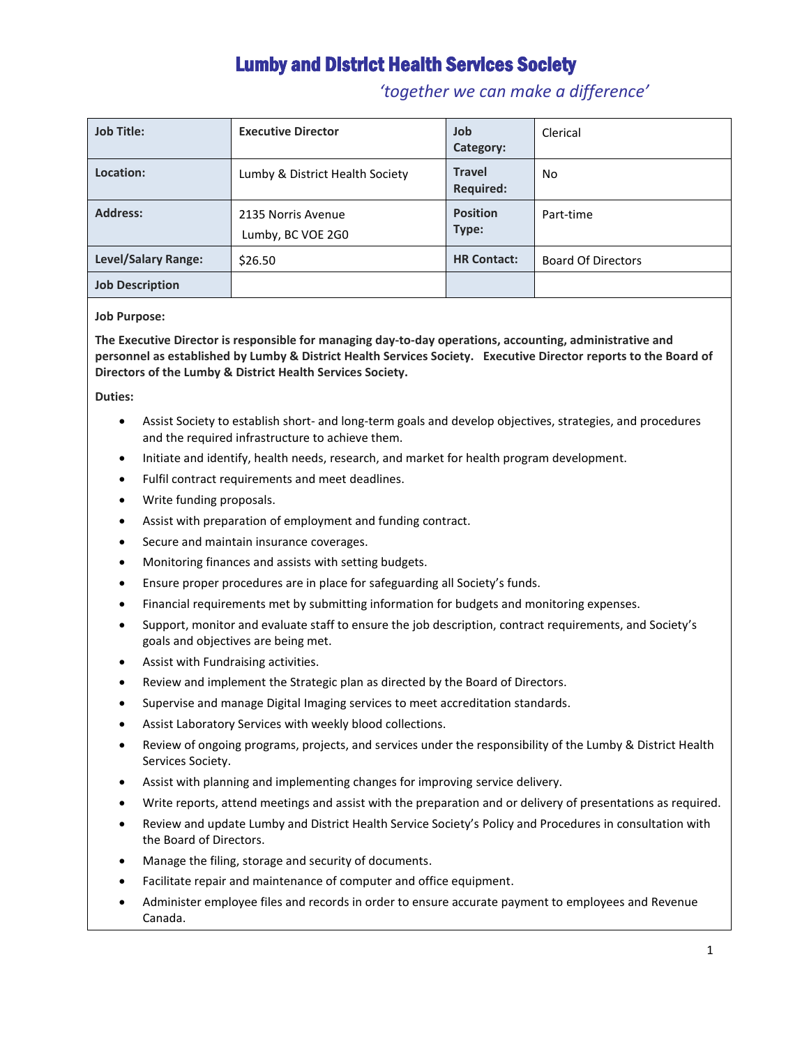# Lumby and District Health Services Society

*'together we can make a difference'*

| Job Title: | Executive Director | Job Category: | Clerical |
|---|---|---|---|
| Location: | Lumby & District Health Society | Travel Required: | No |
| Address: | 2135 Norris Avenue<br>Lumby, BC VOE 2G0 | Position Type: | Part-time |
| Level/Salary Range: | $26.50 | HR Contact: | Board Of Directors |
| Job Description | | | |

**Job Purpose:**

**The Executive Director is responsible for managing day-to-day operations, accounting, administrative and personnel as established by Lumby & District Health Services Society. Executive Director reports to the Board of Directors of the Lumby & District Health Services Society.**

**Duties:**

- Assist Society to establish short- and long-term goals and develop objectives, strategies, and procedures and the required infrastructure to achieve them.
- Initiate and identify, health needs, research, and market for health program development.
- Fulfil contract requirements and meet deadlines.
- Write funding proposals.
- Assist with preparation of employment and funding contract.
- Secure and maintain insurance coverages.
- Monitoring finances and assists with setting budgets.
- Ensure proper procedures are in place for safeguarding all Society's funds.
- Financial requirements met by submitting information for budgets and monitoring expenses.
- Support, monitor and evaluate staff to ensure the job description, contract requirements, and Society's goals and objectives are being met.
- Assist with Fundraising activities.
- Review and implement the Strategic plan as directed by the Board of Directors.
- Supervise and manage Digital Imaging services to meet accreditation standards.
- Assist Laboratory Services with weekly blood collections.
- Review of ongoing programs, projects, and services under the responsibility of the Lumby & District Health Services Society.
- Assist with planning and implementing changes for improving service delivery.
- Write reports, attend meetings and assist with the preparation and or delivery of presentations as required.
- Review and update Lumby and District Health Service Society's Policy and Procedures in consultation with the Board of Directors.
- Manage the filing, storage and security of documents.
- Facilitate repair and maintenance of computer and office equipment.
- Administer employee files and records in order to ensure accurate payment to employees and Revenue Canada.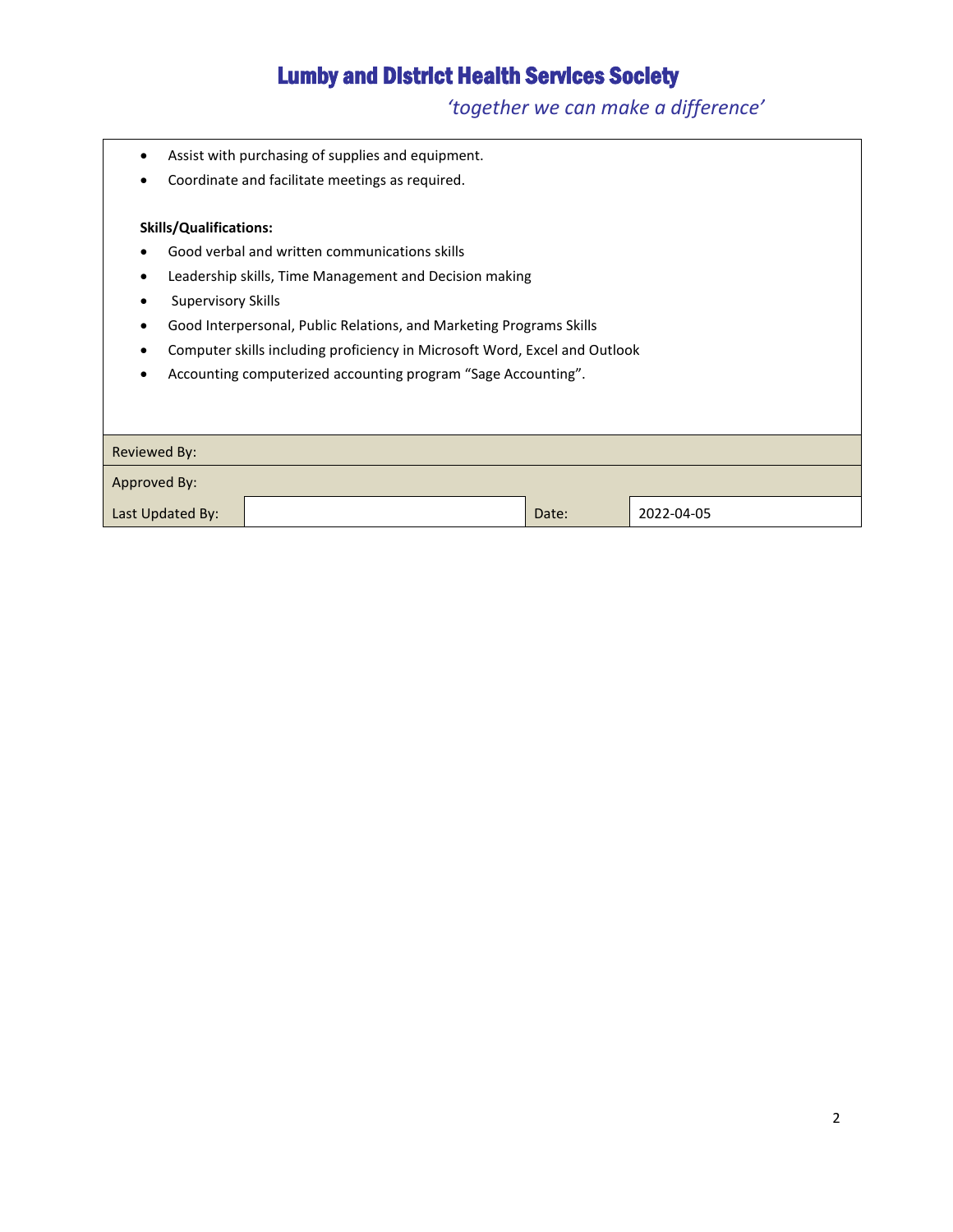- Assist with purchasing of supplies and equipment.
- Coordinate and facilitate meetings as required.

**Skills/Qualifications:**

- Good verbal and written communications skills
- Leadership skills, Time Management and Decision making
- Supervisory Skills
- Good Interpersonal, Public Relations, and Marketing Programs Skills
- Computer skills including proficiency in Microsoft Word, Excel and Outlook
- Accounting computerized accounting program “Sage Accounting”.

| | | | |
|---|---|---|---|
| Reviewed By: | | | |
| Approved By: | | | |
| Last Updated By: | | Date: | 2022-04-05 |